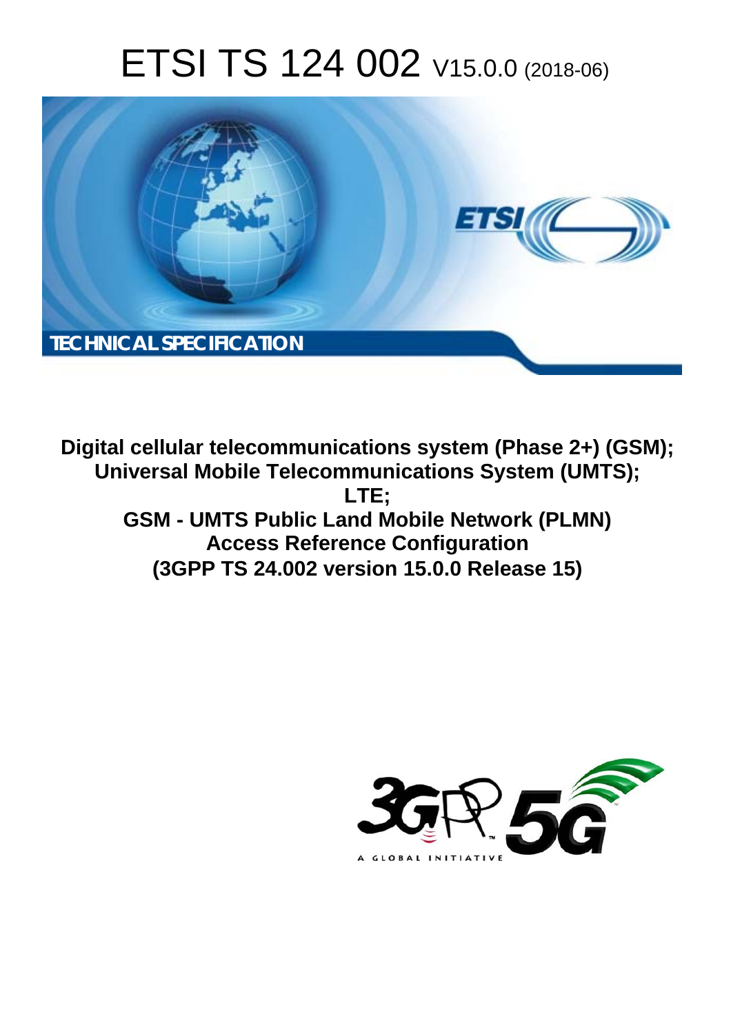# ETSI TS 124 002 V15.0.0 (2018-06)

TECHNICAL SPECIFICATION

**Digital cellular telecommunications system (Phase 2+) (GSM);**
**Universal Mobile Telecommunications System (UMTS);**
**LTE;**
**GSM - UMTS Public Land Mobile Network (PLMN)**
**Access Reference Configuration**
**(3GPP TS 24.002 version 15.0.0 Release 15)**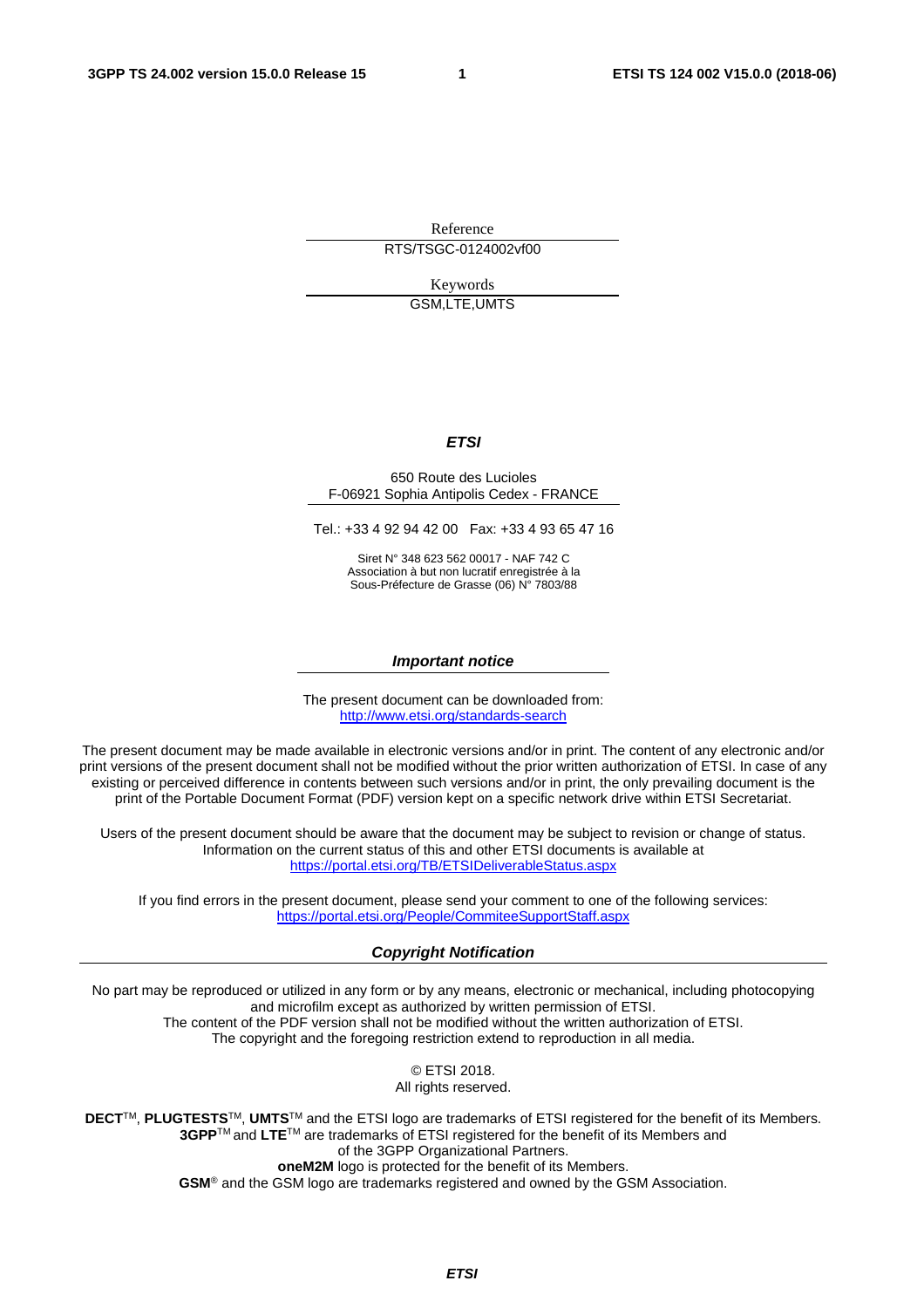Reference

RTS/TSGC-0124002vf00

Keywords

GSM,LTE,UMTS

***ETSI***

650 Route des Lucioles
F-06921 Sophia Antipolis Cedex - FRANCE

Tel.: +33 4 92 94 42 00 Fax: +33 4 93 65 47 16

Siret N° 348 623 562 00017 - NAF 742 C
Association à but non lucratif enregistrée à la
Sous-Préfecture de Grasse (06) N° 7803/88

***Important notice***

The present document can be downloaded from:
http://www.etsi.org/standards-search

The present document may be made available in electronic versions and/or in print. The content of any electronic and/or print versions of the present document shall not be modified without the prior written authorization of ETSI. In case of any existing or perceived difference in contents between such versions and/or in print, the only prevailing document is the print of the Portable Document Format (PDF) version kept on a specific network drive within ETSI Secretariat.

Users of the present document should be aware that the document may be subject to revision or change of status. Information on the current status of this and other ETSI documents is available at
https://portal.etsi.org/TB/ETSIDeliverableStatus.aspx

If you find errors in the present document, please send your comment to one of the following services:
https://portal.etsi.org/People/CommiteeSupportStaff.aspx

***Copyright Notification***

No part may be reproduced or utilized in any form or by any means, electronic or mechanical, including photocopying and microfilm except as authorized by written permission of ETSI.
The content of the PDF version shall not be modified without the written authorization of ETSI.
The copyright and the foregoing restriction extend to reproduction in all media.

© ETSI 2018.
All rights reserved.

**DECT**™, **PLUGTESTS**™, **UMTS**™ and the ETSI logo are trademarks of ETSI registered for the benefit of its Members.
**3GPP**™ and **LTE**™ are trademarks of ETSI registered for the benefit of its Members and of the 3GPP Organizational Partners.
**oneM2M** logo is protected for the benefit of its Members.
**GSM**® and the GSM logo are trademarks registered and owned by the GSM Association.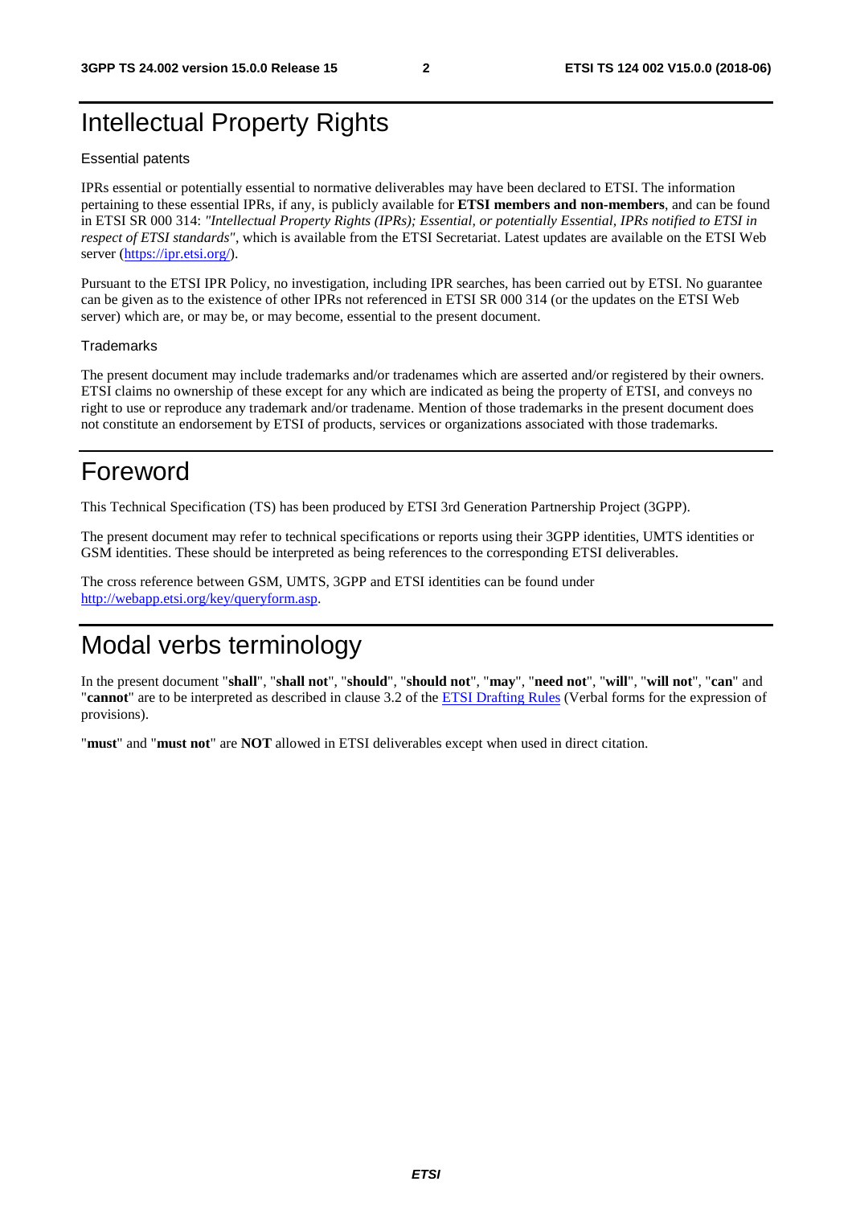# Intellectual Property Rights

Essential patents

IPRs essential or potentially essential to normative deliverables may have been declared to ETSI. The information pertaining to these essential IPRs, if any, is publicly available for **ETSI members and non-members**, and can be found in ETSI SR 000 314: *"Intellectual Property Rights (IPRs); Essential, or potentially Essential, IPRs notified to ETSI in respect of ETSI standards"*, which is available from the ETSI Secretariat. Latest updates are available on the ETSI Web server (https://ipr.etsi.org/).

Pursuant to the ETSI IPR Policy, no investigation, including IPR searches, has been carried out by ETSI. No guarantee can be given as to the existence of other IPRs not referenced in ETSI SR 000 314 (or the updates on the ETSI Web server) which are, or may be, or may become, essential to the present document.

Trademarks

The present document may include trademarks and/or tradenames which are asserted and/or registered by their owners. ETSI claims no ownership of these except for any which are indicated as being the property of ETSI, and conveys no right to use or reproduce any trademark and/or tradename. Mention of those trademarks in the present document does not constitute an endorsement by ETSI of products, services or organizations associated with those trademarks.

# Foreword

This Technical Specification (TS) has been produced by ETSI 3rd Generation Partnership Project (3GPP).

The present document may refer to technical specifications or reports using their 3GPP identities, UMTS identities or GSM identities. These should be interpreted as being references to the corresponding ETSI deliverables.

The cross reference between GSM, UMTS, 3GPP and ETSI identities can be found under http://webapp.etsi.org/key/queryform.asp.

# Modal verbs terminology

In the present document "**shall**", "**shall not**", "**should**", "**should not**", "**may**", "**need not**", "**will**", "**will not**", "**can**" and "**cannot**" are to be interpreted as described in clause 3.2 of the ETSI Drafting Rules (Verbal forms for the expression of provisions).

"**must**" and "**must not**" are **NOT** allowed in ETSI deliverables except when used in direct citation.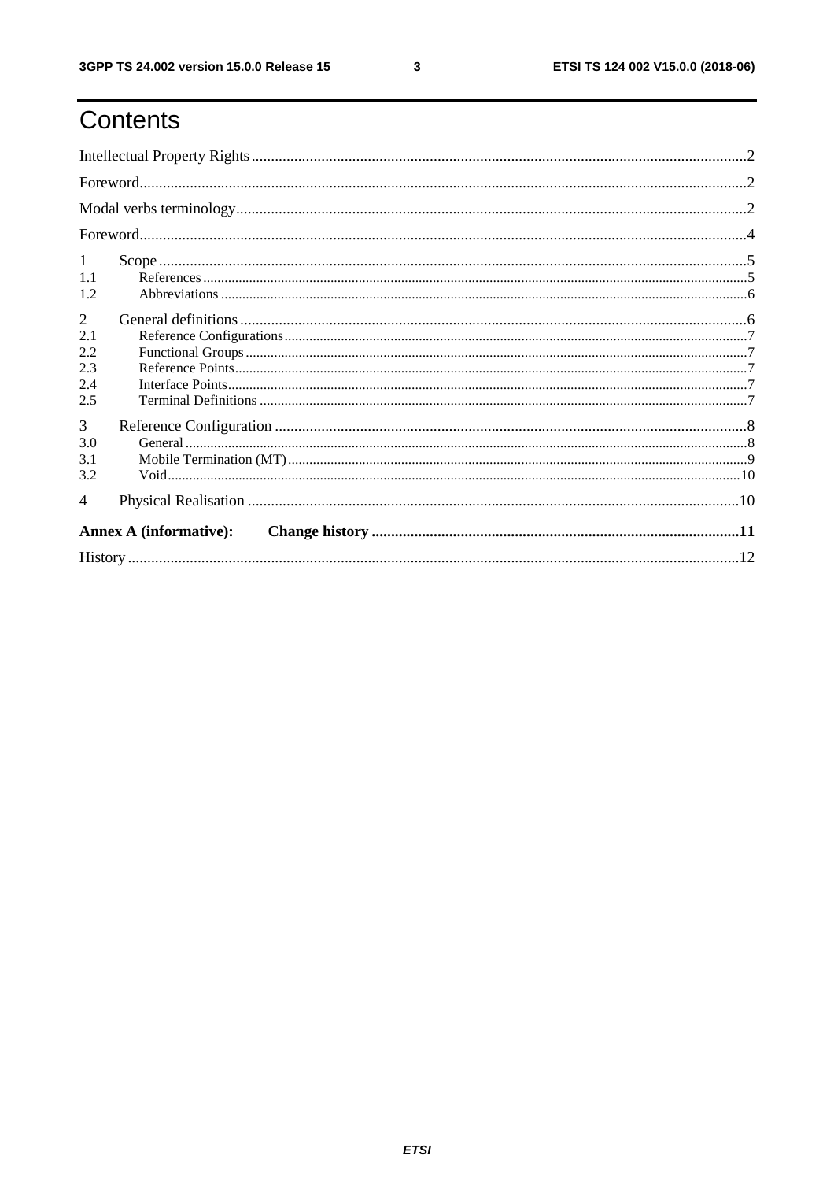# Contents

Intellectual Property Rights ..... 2

Foreword ..... 2

Modal verbs terminology ..... 2

Foreword ..... 4

1 Scope ..... 5

1.1 References ..... 5

1.2 Abbreviations ..... 6

2 General definitions ..... 6

2.1 Reference Configurations ..... 7

2.2 Functional Groups ..... 7

2.3 Reference Points ..... 7

2.4 Interface Points ..... 7

2.5 Terminal Definitions ..... 7

3 Reference Configuration ..... 8

3.0 General ..... 8

3.1 Mobile Termination (MT) ..... 9

3.2 Void ..... 10

4 Physical Realisation ..... 10

**Annex A (informative): Change history ..... 11**

History ..... 12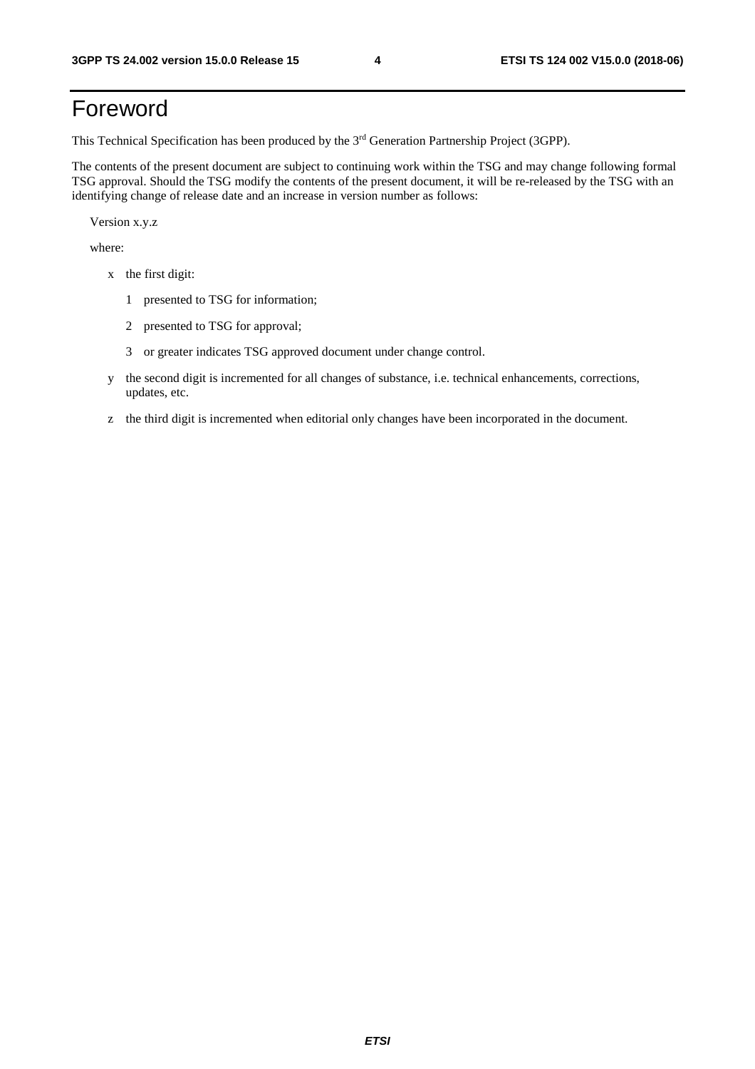# Foreword

This Technical Specification has been produced by the 3rd Generation Partnership Project (3GPP).

The contents of the present document are subject to continuing work within the TSG and may change following formal TSG approval. Should the TSG modify the contents of the present document, it will be re-released by the TSG with an identifying change of release date and an increase in version number as follows:

Version x.y.z

where:

- x the first digit:
  - 1 presented to TSG for information;
  - 2 presented to TSG for approval;
  - 3 or greater indicates TSG approved document under change control.
- y the second digit is incremented for all changes of substance, i.e. technical enhancements, corrections, updates, etc.
- z the third digit is incremented when editorial only changes have been incorporated in the document.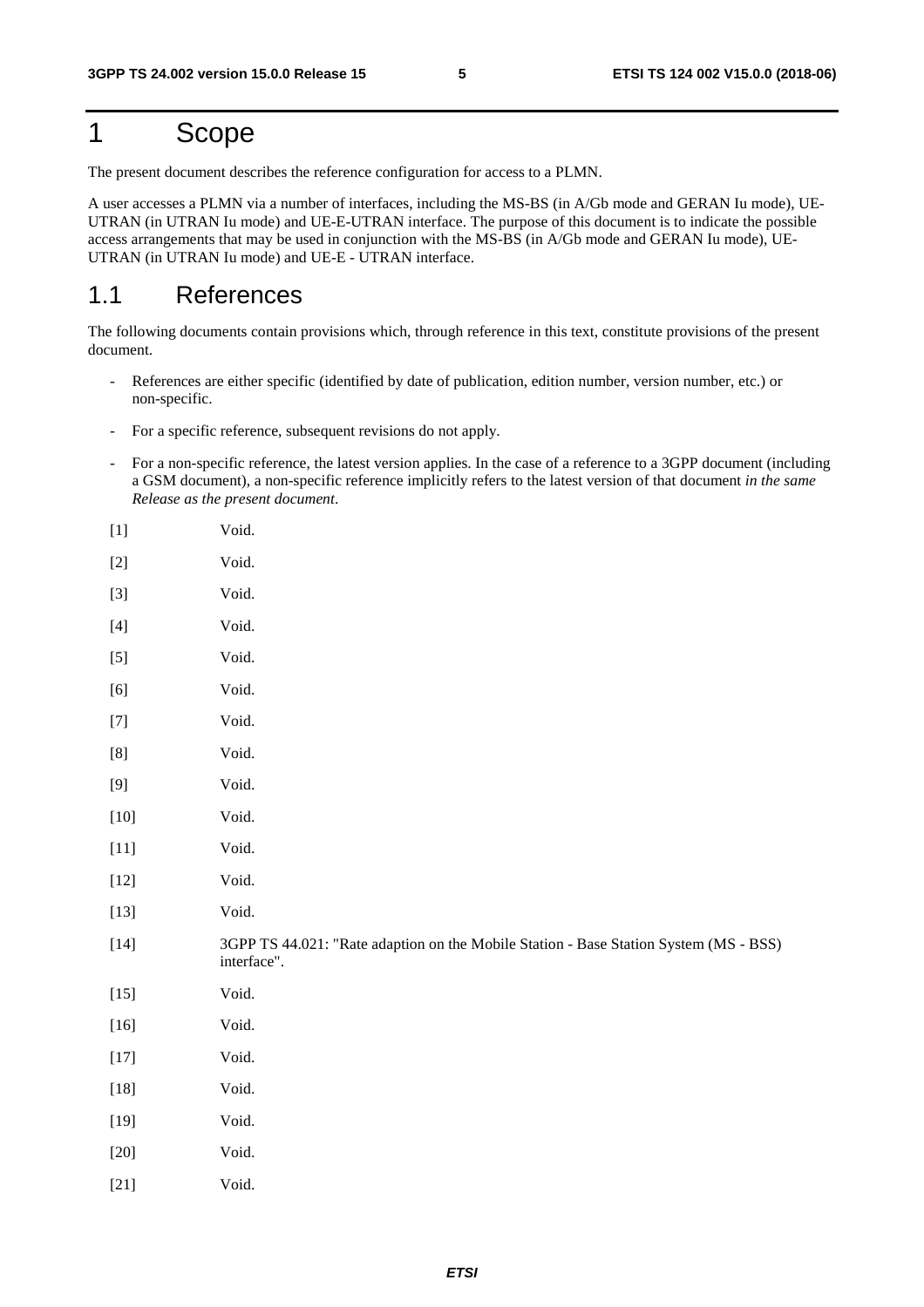# 1 Scope

The present document describes the reference configuration for access to a PLMN.

A user accesses a PLMN via a number of interfaces, including the MS-BS (in A/Gb mode and GERAN Iu mode), UE-UTRAN (in UTRAN Iu mode) and UE-E-UTRAN interface. The purpose of this document is to indicate the possible access arrangements that may be used in conjunction with the MS-BS (in A/Gb mode and GERAN Iu mode), UE-UTRAN (in UTRAN Iu mode) and UE-E - UTRAN interface.

## 1.1 References

The following documents contain provisions which, through reference in this text, constitute provisions of the present document.

- References are either specific (identified by date of publication, edition number, version number, etc.) or non-specific.
- For a specific reference, subsequent revisions do not apply.
- For a non-specific reference, the latest version applies. In the case of a reference to a 3GPP document (including a GSM document), a non-specific reference implicitly refers to the latest version of that document *in the same Release as the present document*.

[1] Void.

[2] Void.

[3] Void.

[4] Void.

[5] Void.

[6] Void.

[7] Void.

[8] Void.

[9] Void.

[10] Void.

[11] Void.

[12] Void.

[13] Void.

[14] 3GPP TS 44.021: "Rate adaption on the Mobile Station - Base Station System (MS - BSS) interface".

[15] Void.

[16] Void.

[17] Void.

[18] Void.

[19] Void.

[20] Void.

[21] Void.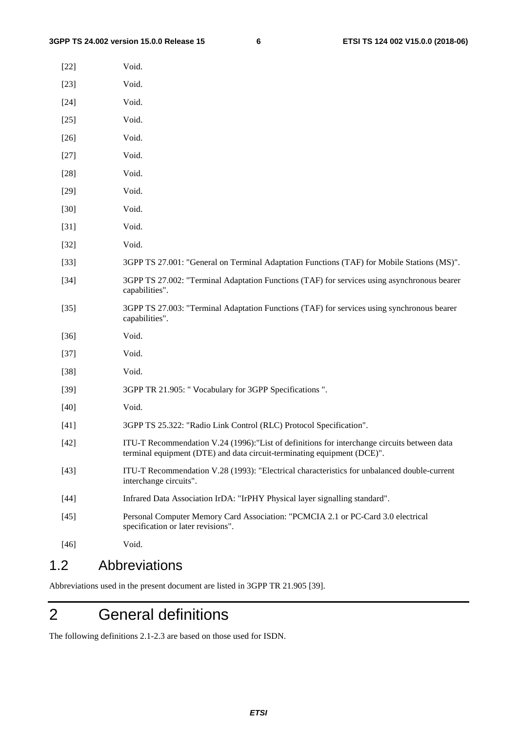[22] Void.

[23] Void.

[24] Void.

[25] Void.

[26] Void.

[27] Void.

[28] Void.

[29] Void.

[30] Void.

[31] Void.

[32] Void.

[33] 3GPP TS 27.001: "General on Terminal Adaptation Functions (TAF) for Mobile Stations (MS)".

[34] 3GPP TS 27.002: "Terminal Adaptation Functions (TAF) for services using asynchronous bearer capabilities".

[35] 3GPP TS 27.003: "Terminal Adaptation Functions (TAF) for services using synchronous bearer capabilities".

[36] Void.

[37] Void.

[38] Void.

[39] 3GPP TR 21.905: " Vocabulary for 3GPP Specifications ".

[40] Void.

[41] 3GPP TS 25.322: "Radio Link Control (RLC) Protocol Specification".

[42] ITU-T Recommendation V.24 (1996):"List of definitions for interchange circuits between data terminal equipment (DTE) and data circuit-terminating equipment (DCE)".

[43] ITU-T Recommendation V.28 (1993): "Electrical characteristics for unbalanced double-current interchange circuits".

[44] Infrared Data Association IrDA: "IrPHY Physical layer signalling standard".

[45] Personal Computer Memory Card Association: "PCMCIA 2.1 or PC-Card 3.0 electrical specification or later revisions".

[46] Void.

## 1.2 Abbreviations

Abbreviations used in the present document are listed in 3GPP TR 21.905 [39].

# 2 General definitions

The following definitions 2.1-2.3 are based on those used for ISDN.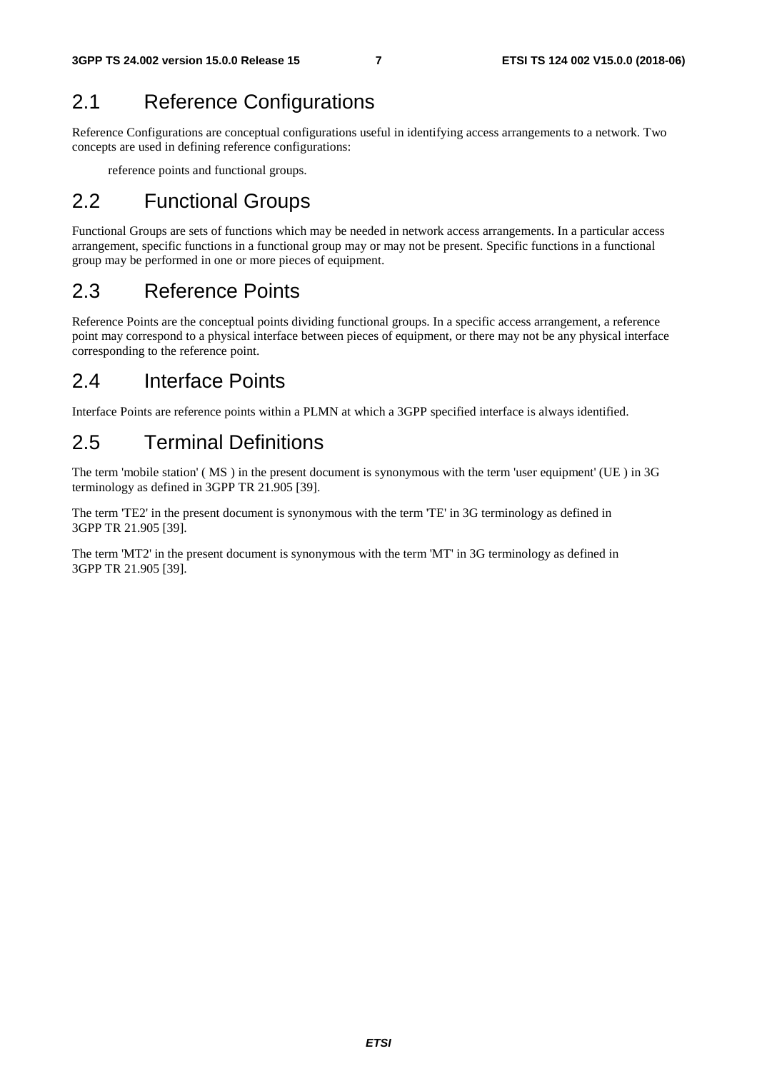## 2.1 Reference Configurations

Reference Configurations are conceptual configurations useful in identifying access arrangements to a network. Two concepts are used in defining reference configurations:

reference points and functional groups.

## 2.2 Functional Groups

Functional Groups are sets of functions which may be needed in network access arrangements. In a particular access arrangement, specific functions in a functional group may or may not be present. Specific functions in a functional group may be performed in one or more pieces of equipment.

## 2.3 Reference Points

Reference Points are the conceptual points dividing functional groups. In a specific access arrangement, a reference point may correspond to a physical interface between pieces of equipment, or there may not be any physical interface corresponding to the reference point.

## 2.4 Interface Points

Interface Points are reference points within a PLMN at which a 3GPP specified interface is always identified.

## 2.5 Terminal Definitions

The term 'mobile station' ( MS ) in the present document is synonymous with the term 'user equipment' (UE ) in 3G terminology as defined in 3GPP TR 21.905 [39].

The term 'TE2' in the present document is synonymous with the term 'TE' in 3G terminology as defined in 3GPP TR 21.905 [39].

The term 'MT2' in the present document is synonymous with the term 'MT' in 3G terminology as defined in 3GPP TR 21.905 [39].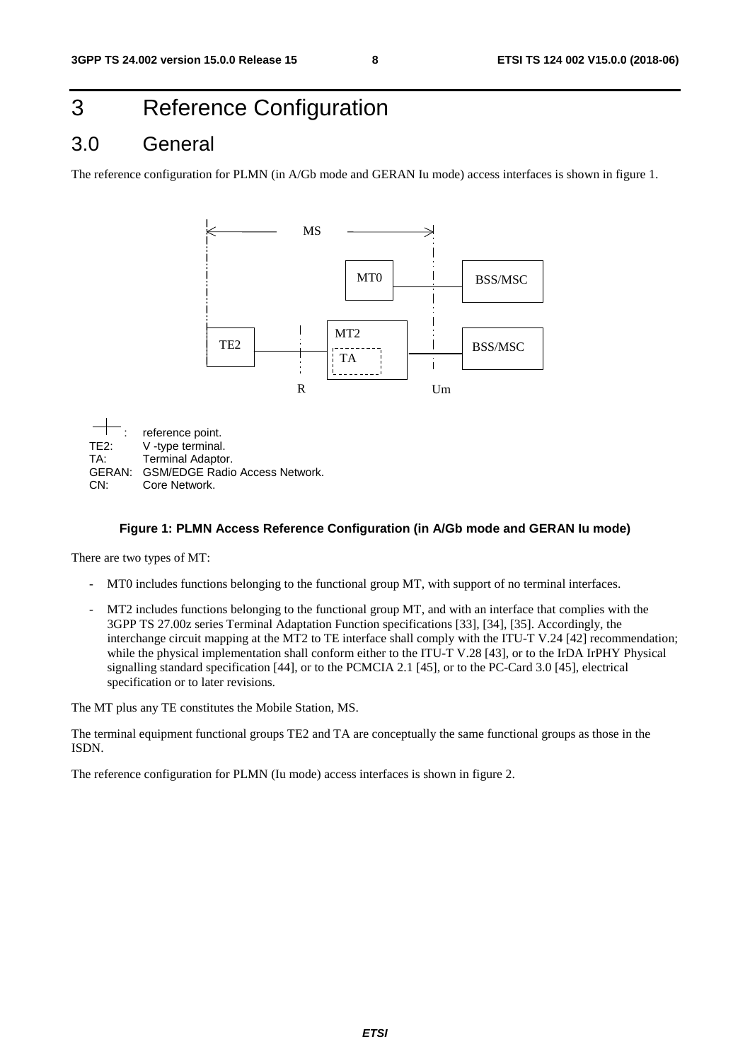# 3 Reference Configuration

## 3.0 General

The reference configuration for PLMN (in A/Gb mode and GERAN Iu mode) access interfaces is shown in figure 1.

: reference point.
TE2: V -type terminal.
TA: Terminal Adaptor.
GERAN: GSM/EDGE Radio Access Network.
CN: Core Network.

**Figure 1: PLMN Access Reference Configuration (in A/Gb mode and GERAN Iu mode)**

There are two types of MT:

- MT0 includes functions belonging to the functional group MT, with support of no terminal interfaces.
- MT2 includes functions belonging to the functional group MT, and with an interface that complies with the 3GPP TS 27.00z series Terminal Adaptation Function specifications [33], [34], [35]. Accordingly, the interchange circuit mapping at the MT2 to TE interface shall comply with the ITU-T V.24 [42] recommendation; while the physical implementation shall conform either to the ITU-T V.28 [43], or to the IrDA IrPHY Physical signalling standard specification [44], or to the PCMCIA 2.1 [45], or to the PC-Card 3.0 [45], electrical specification or to later revisions.

The MT plus any TE constitutes the Mobile Station, MS.

The terminal equipment functional groups TE2 and TA are conceptually the same functional groups as those in the ISDN.

The reference configuration for PLMN (Iu mode) access interfaces is shown in figure 2.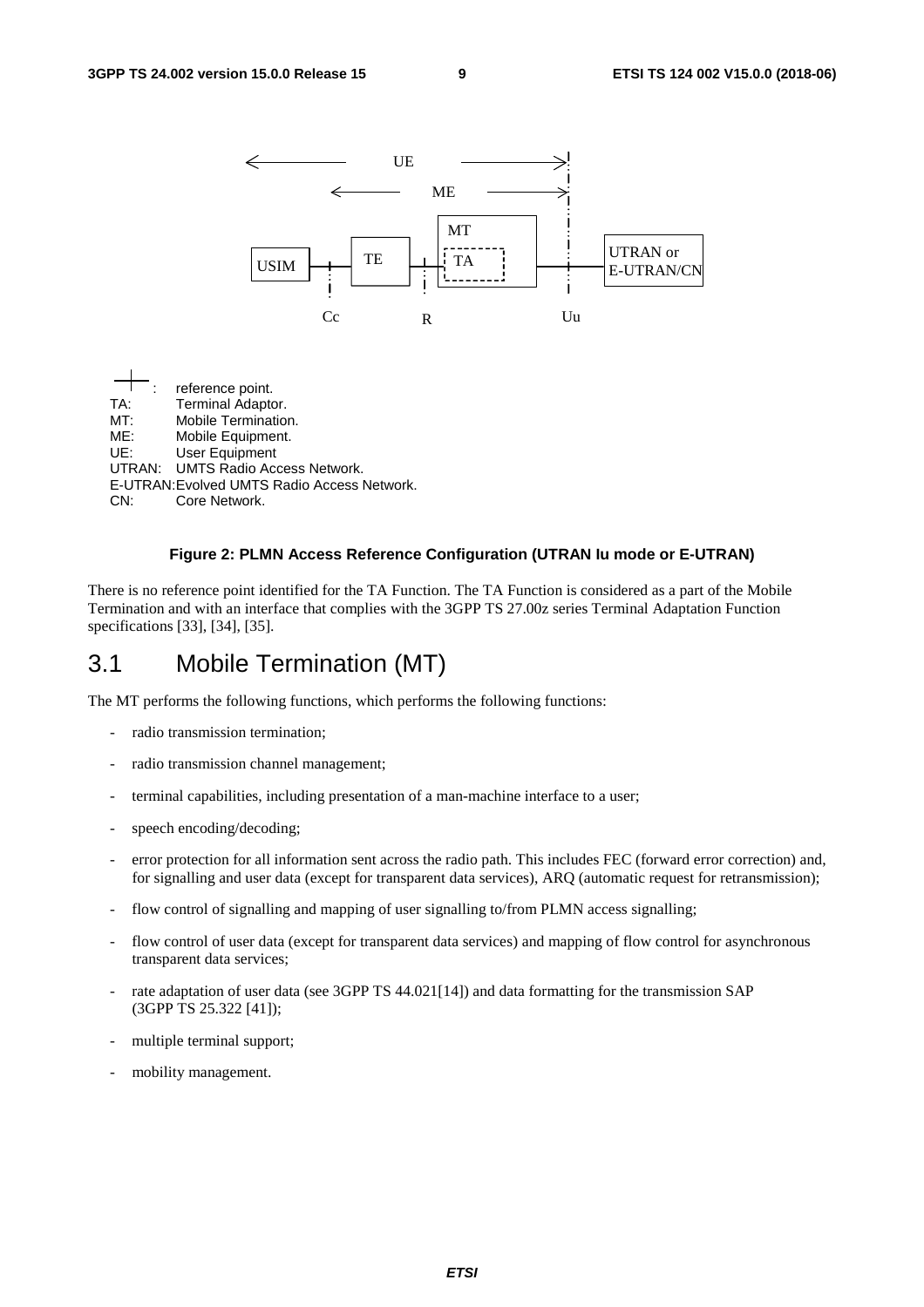UE

ME

MT

TA

TE

USIM

UTRAN or E-UTRAN/CN

Cc R Uu

: reference point.
TA: Terminal Adaptor.
MT: Mobile Termination.
ME: Mobile Equipment.
UE: User Equipment
UTRAN: UMTS Radio Access Network.
E-UTRAN: Evolved UMTS Radio Access Network.
CN: Core Network.

**Figure 2: PLMN Access Reference Configuration (UTRAN Iu mode or E-UTRAN)**

There is no reference point identified for the TA Function. The TA Function is considered as a part of the Mobile Termination and with an interface that complies with the 3GPP TS 27.00z series Terminal Adaptation Function specifications [33], [34], [35].

## 3.1 Mobile Termination (MT)

The MT performs the following functions, which performs the following functions:

- radio transmission termination;
- radio transmission channel management;
- terminal capabilities, including presentation of a man-machine interface to a user;
- speech encoding/decoding;
- error protection for all information sent across the radio path. This includes FEC (forward error correction) and, for signalling and user data (except for transparent data services), ARQ (automatic request for retransmission);
- flow control of signalling and mapping of user signalling to/from PLMN access signalling;
- flow control of user data (except for transparent data services) and mapping of flow control for asynchronous transparent data services;
- rate adaptation of user data (see 3GPP TS 44.021[14]) and data formatting for the transmission SAP (3GPP TS 25.322 [41]);
- multiple terminal support;
- mobility management.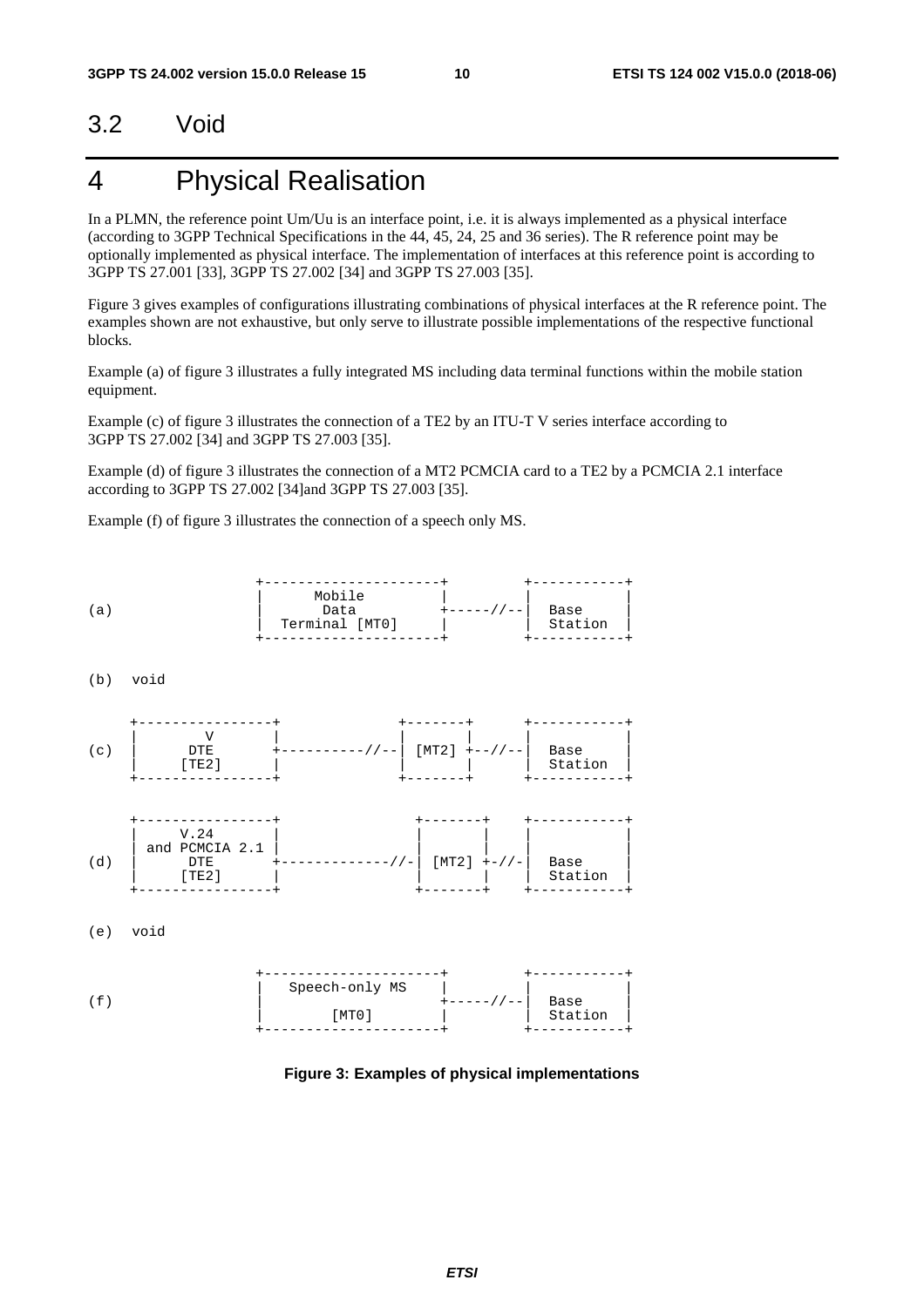## 3.2 Void

# 4 Physical Realisation

In a PLMN, the reference point Um/Uu is an interface point, i.e. it is always implemented as a physical interface (according to 3GPP Technical Specifications in the 44, 45, 24, 25 and 36 series). The R reference point may be optionally implemented as physical interface. The implementation of interfaces at this reference point is according to 3GPP TS 27.001 [33], 3GPP TS 27.002 [34] and 3GPP TS 27.003 [35].

Figure 3 gives examples of configurations illustrating combinations of physical interfaces at the R reference point. The examples shown are not exhaustive, but only serve to illustrate possible implementations of the respective functional blocks.

Example (a) of figure 3 illustrates a fully integrated MS including data terminal functions within the mobile station equipment.

Example (c) of figure 3 illustrates the connection of a TE2 by an ITU-T V series interface according to 3GPP TS 27.002 [34] and 3GPP TS 27.003 [35].

Example (d) of figure 3 illustrates the connection of a MT2 PCMCIA card to a TE2 by a PCMCIA 2.1 interface according to 3GPP TS 27.002 [34]and 3GPP TS 27.003 [35].

Example (f) of figure 3 illustrates the connection of a speech only MS.

```
                      +---------------------+          +-----------+
                      |       Mobile        |          |           |
(a)                   |        Data         +-----//--|   Base    |
                      |   Terminal [MT0]    |          |  Station  |
                      +---------------------+          +-----------+

(b)   void

      +----------------+              +-------+      +-----------+
      |       V        |              |       |      |           |
(c)   |      DTE       +----------//--| [MT2] +--//--|   Base    |
      |     [TE2]      |              |       |      |  Station  |
      +----------------+              +-------+      +-----------+

      +----------------+                +-------+    +-----------+
      |      V.24      |                |       |    |           |
      | and PCMCIA 2.1 |                |       |    |           |
(d)   |      DTE       +-------------//-| [MT2] +-//-|   Base    |
      |     [TE2]      |                |       |    |  Station  |
      +----------------+                +-------+    +-----------+

(e)   void

                      +---------------------+          +-----------+
                      |   Speech-only MS    |          |           |
(f)                   |                     +-----//--|   Base    |
                      |        [MT0]        |          |  Station  |
                      +---------------------+          +-----------+
```

**Figure 3: Examples of physical implementations**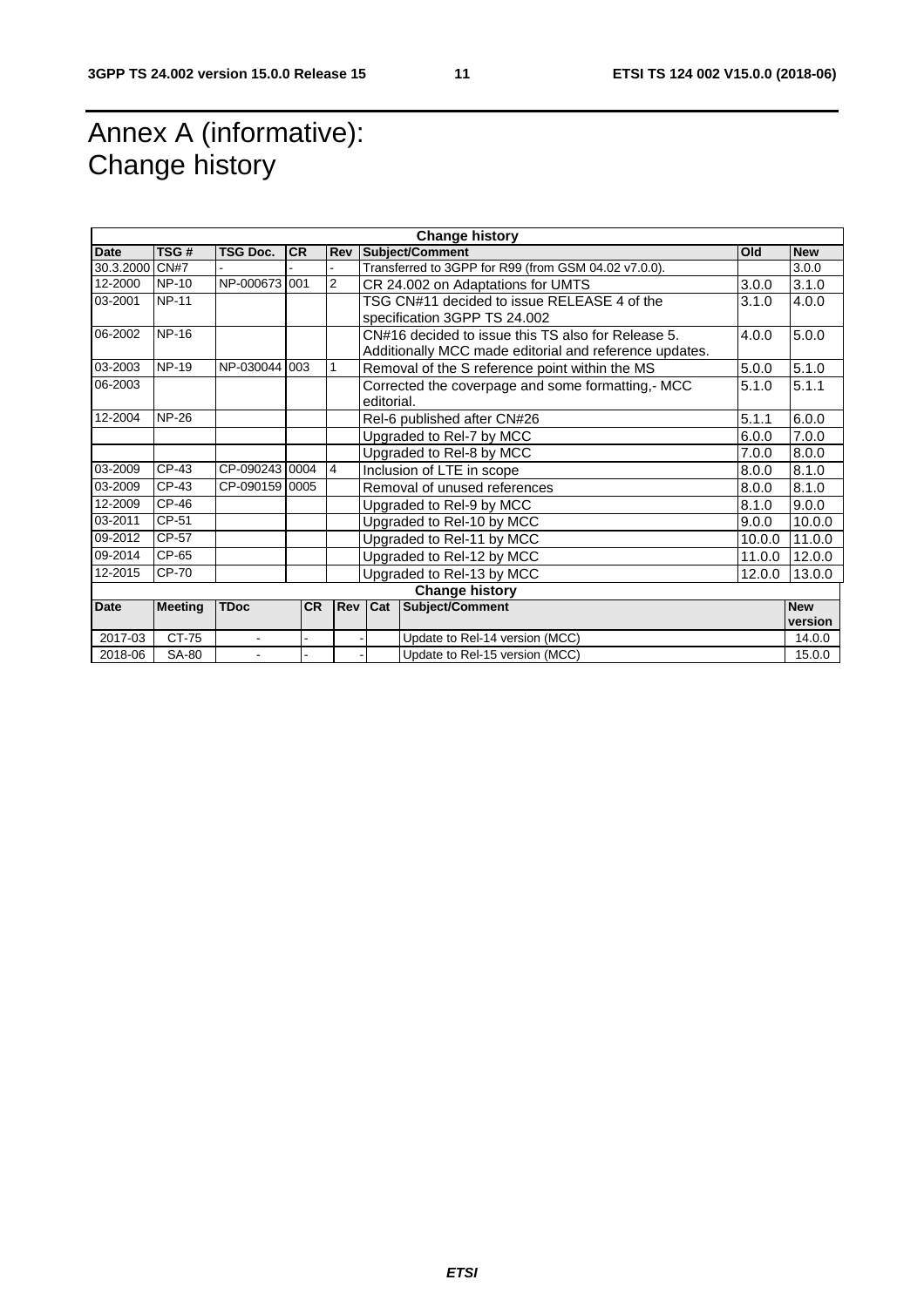# Annex A (informative): Change history

| Change history | | | | | | | |
|---|---|---|---|---|---|---|---|
| **Date** | **TSG #** | **TSG Doc.** | **CR** | **Rev** | **Subject/Comment** | **Old** | **New** |
| 30.3.2000 | CN#7 | - | - | - | Transferred to 3GPP for R99 (from GSM 04.02 v7.0.0). | | 3.0.0 |
| 12-2000 | NP-10 | NP-000673 | 001 | 2 | CR 24.002 on Adaptations for UMTS | 3.0.0 | 3.1.0 |
| 03-2001 | NP-11 | | | | TSG CN#11 decided to issue RELEASE 4 of the specification 3GPP TS 24.002 | 3.1.0 | 4.0.0 |
| 06-2002 | NP-16 | | | | CN#16 decided to issue this TS also for Release 5. Additionally MCC made editorial and reference updates. | 4.0.0 | 5.0.0 |
| 03-2003 | NP-19 | NP-030044 | 003 | 1 | Removal of the S reference point within the MS | 5.0.0 | 5.1.0 |
| 06-2003 | | | | | Corrected the coverpage and some formatting,- MCC editorial. | 5.1.0 | 5.1.1 |
| 12-2004 | NP-26 | | | | Rel-6 published after CN#26 | 5.1.1 | 6.0.0 |
| | | | | | Upgraded to Rel-7 by MCC | 6.0.0 | 7.0.0 |
| | | | | | Upgraded to Rel-8 by MCC | 7.0.0 | 8.0.0 |
| 03-2009 | CP-43 | CP-090243 | 0004 | 4 | Inclusion of LTE in scope | 8.0.0 | 8.1.0 |
| 03-2009 | CP-43 | CP-090159 | 0005 | | Removal of unused references | 8.0.0 | 8.1.0 |
| 12-2009 | CP-46 | | | | Upgraded to Rel-9 by MCC | 8.1.0 | 9.0.0 |
| 03-2011 | CP-51 | | | | Upgraded to Rel-10 by MCC | 9.0.0 | 10.0.0 |
| 09-2012 | CP-57 | | | | Upgraded to Rel-11 by MCC | 10.0.0 | 11.0.0 |
| 09-2014 | CP-65 | | | | Upgraded to Rel-12 by MCC | 11.0.0 | 12.0.0 |
| 12-2015 | CP-70 | | | | Upgraded to Rel-13 by MCC | 12.0.0 | 13.0.0 |

| Change history | | | | | | | |
|---|---|---|---|---|---|---|---|
| **Date** | **Meeting** | **TDoc** | **CR** | **Rev** | **Cat** | **Subject/Comment** | **New version** |
| 2017-03 | CT-75 | - | - | - | | Update to Rel-14 version (MCC) | 14.0.0 |
| 2018-06 | SA-80 | - | - | - | | Update to Rel-15 version (MCC) | 15.0.0 |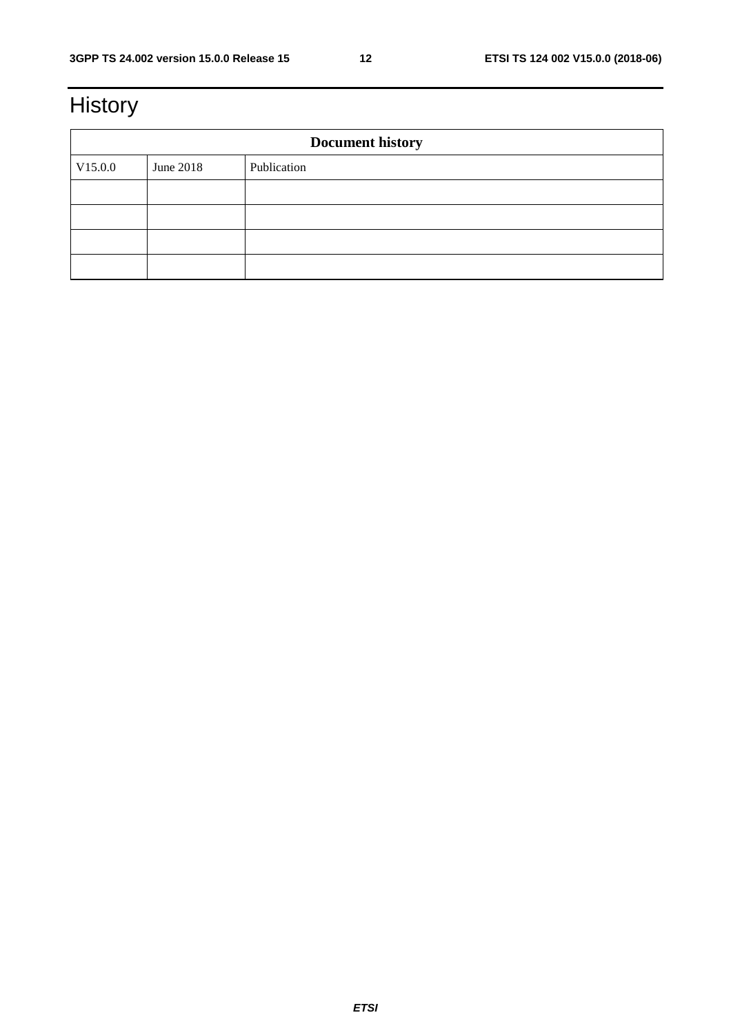# History

| Document history | | |
|---|---|---|
| V15.0.0 | June 2018 | Publication |
| | | |
| | | |
| | | |
| | | |